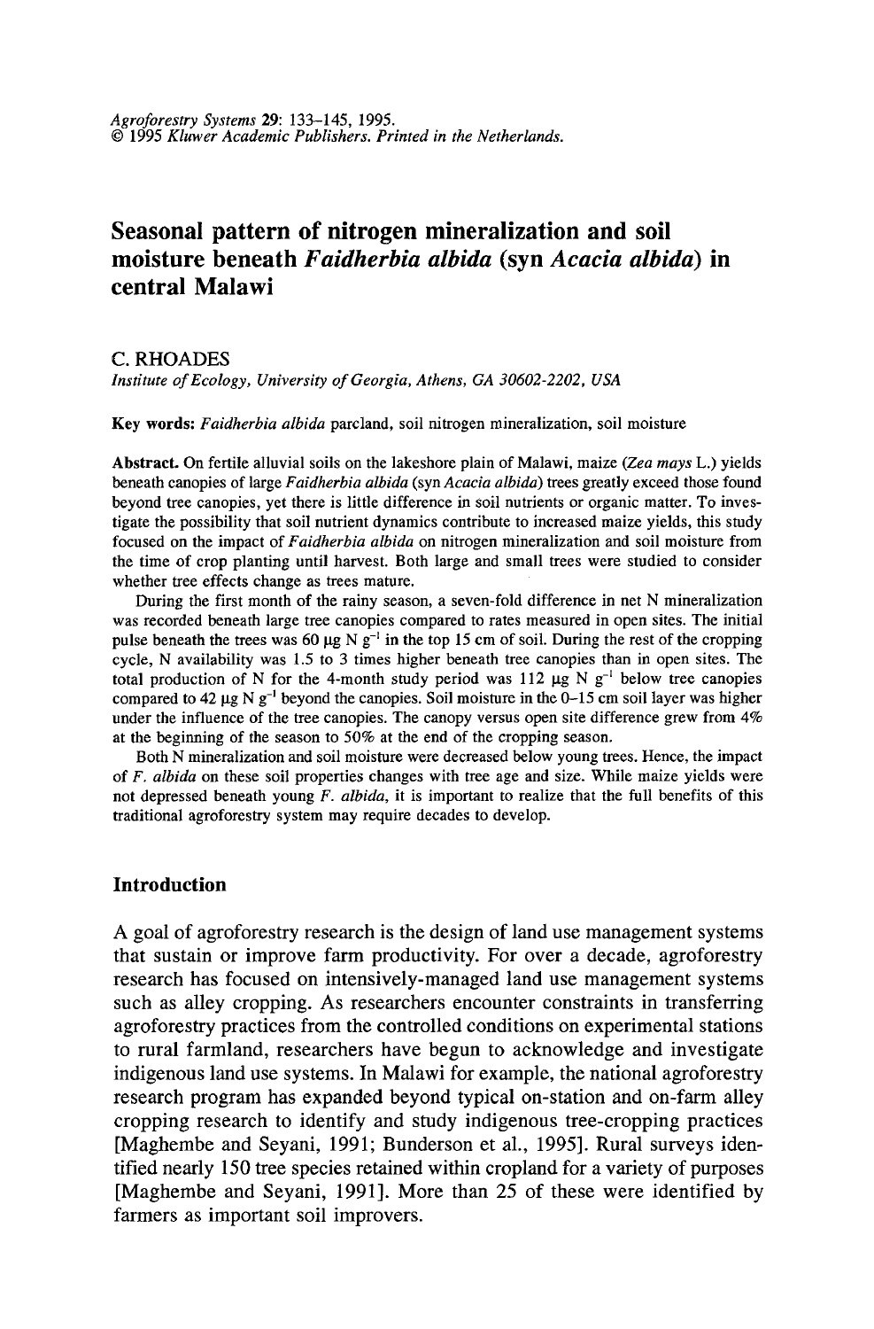# Seasonal pattern of nitrogen mineralization and soil moisture beneath *Faidherbia albida* (syn *Acacia albida*) in central Malawi

C. RHOADES

*Institute of Ecology, University of Georgia, Athens, GA 30602-2202, USA*

**Key words:** *Faidherbia albida* parcland, soil nitrogen mineralization, soil moisture

**Abstract.** On fertile alluvial soils on the lakeshore plain of Malawi, maize (*Zea mays* L.) yields beneath canopies of large *Faidherbia albida* (syn *Acacia albida*) trees greatly exceed those found beyond tree canopies, yet there is little difference in soil nutrients or organic matter. To investigate the possibility that soil nutrient dynamics contribute to increased maize yields, this study focused on the impact of *Faidherbia albida* on nitrogen mineralization and soil moisture from the time of crop planting until harvest. Both large and small trees were studied to consider whether tree effects change as trees mature.

During the first month of the rainy season, a seven-fold difference in net N mineralization was recorded beneath large tree canopies compared to rates measured in open sites. The initial pulse beneath the trees was 60 $\mu g$ N $g^{-1}$ in the top 15 cm of soil. During the rest of the cropping cycle, N availability was 1.5 to 3 times higher beneath tree canopies than in open sites. The total production of N for the 4-month study period was 112 $\mu g$ N $g^{-1}$ below tree canopies compared to 42 $\mu g$ N $g^{-1}$ beyond the canopies. Soil moisture in the 0–15 cm soil layer was higher under the influence of the tree canopies. The canopy versus open site difference grew from 4% at the beginning of the season to 50% at the end of the cropping season.

Both N mineralization and soil moisture were decreased below young trees. Hence, the impact of *F. albida* on these soil properties changes with tree age and size. While maize yields were not depressed beneath young *F. albida*, it is important to realize that the full benefits of this traditional agroforestry system may require decades to develop.

## Introduction

A goal of agroforestry research is the design of land use management systems that sustain or improve farm productivity. For over a decade, agroforestry research has focused on intensively-managed land use management systems such as alley cropping. As researchers encounter constraints in transferring agroforestry practices from the controlled conditions on experimental stations to rural farmland, researchers have begun to acknowledge and investigate indigenous land use systems. In Malawi for example, the national agroforestry research program has expanded beyond typical on-station and on-farm alley cropping research to identify and study indigenous tree-cropping practices [Maghembe and Seyani, 1991; Bunderson et al., 1995]. Rural surveys identified nearly 150 tree species retained within cropland for a variety of purposes [Maghembe and Seyani, 1991]. More than 25 of these were identified by farmers as important soil improvers.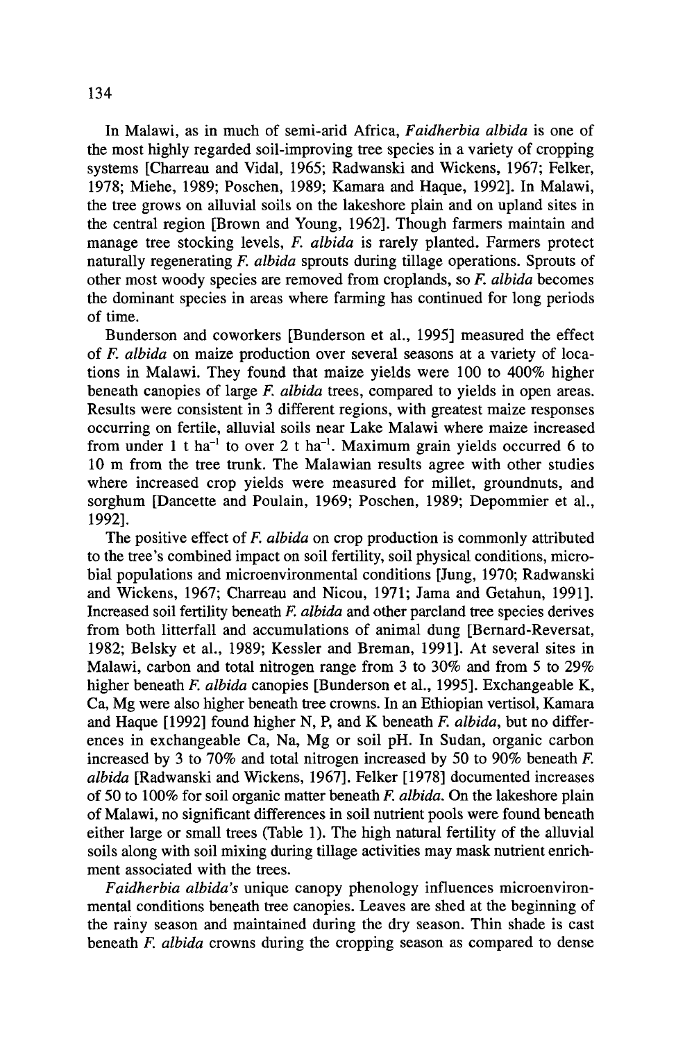In Malawi, as in much of semi-arid Africa, *Faidherbia albida* is one of the most highly regarded soil-improving tree species in a variety of cropping systems [Charreau and Vidal, 1965; Radwanski and Wickens, 1967; Felker, 1978; Miehe, 1989; Poschen, 1989; Kamara and Haque, 1992]. In Malawi, the tree grows on alluvial soils on the lakeshore plain and on upland sites in the central region [Brown and Young, 1962]. Though farmers maintain and manage tree stocking levels, *F. albida* is rarely planted. Farmers protect naturally regenerating *F. albida* sprouts during tillage operations. Sprouts of other most woody species are removed from croplands, so *F. albida* becomes the dominant species in areas where farming has continued for long periods of time.

Bunderson and coworkers [Bunderson et al., 1995] measured the effect of *F. albida* on maize production over several seasons at a variety of locations in Malawi. They found that maize yields were 100 to 400% higher beneath canopies of large *F. albida* trees, compared to yields in open areas. Results were consistent in 3 different regions, with greatest maize responses occurring on fertile, alluvial soils near Lake Malawi where maize increased from under 1 t $ha^{-1}$ to over 2 t $ha^{-1}$. Maximum grain yields occurred 6 to 10 m from the tree trunk. The Malawian results agree with other studies where increased crop yields were measured for millet, groundnuts, and sorghum [Dancette and Poulain, 1969; Poschen, 1989; Depommier et al., 1992].

The positive effect of *F. albida* on crop production is commonly attributed to the tree's combined impact on soil fertility, soil physical conditions, microbial populations and microenvironmental conditions [Jung, 1970; Radwanski and Wickens, 1967; Charreau and Nicou, 1971; Jama and Getahun, 1991]. Increased soil fertility beneath *F. albida* and other parcland tree species derives from both litterfall and accumulations of animal dung [Bernard-Reversat, 1982; Belsky et al., 1989; Kessler and Breman, 1991]. At several sites in Malawi, carbon and total nitrogen range from 3 to 30% and from 5 to 29% higher beneath *F. albida* canopies [Bunderson et al., 1995]. Exchangeable K, Ca, Mg were also higher beneath tree crowns. In an Ethiopian vertisol, Kamara and Haque [1992] found higher N, P, and K beneath *F. albida*, but no differences in exchangeable Ca, Na, Mg or soil pH. In Sudan, organic carbon increased by 3 to 70% and total nitrogen increased by 50 to 90% beneath *F. albida* [Radwanski and Wickens, 1967]. Felker [1978] documented increases of 50 to 100% for soil organic matter beneath *F. albida*. On the lakeshore plain of Malawi, no significant differences in soil nutrient pools were found beneath either large or small trees (Table 1). The high natural fertility of the alluvial soils along with soil mixing during tillage activities may mask nutrient enrichment associated with the trees.

*Faidherbia albida's* unique canopy phenology influences microenvironmental conditions beneath tree canopies. Leaves are shed at the beginning of the rainy season and maintained during the dry season. Thin shade is cast beneath *F. albida* crowns during the cropping season as compared to dense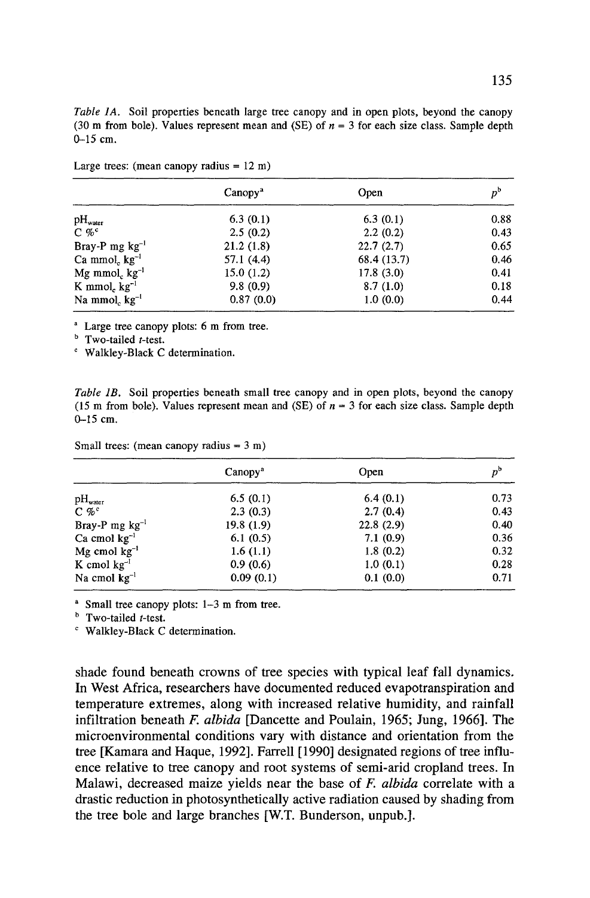*Table 1A.* Soil properties beneath large tree canopy and in open plots, beyond the canopy (30 m from bole). Values represent mean and (SE) of $n = 3$ for each size class. Sample depth 0–15 cm.

Large trees: (mean canopy radius = 12 m)

| | Canopy[a] | Open | $p$[b] |
|---|---|---|---|
| $pH_{water}$ | 6.3 (0.1) | 6.3 (0.1) | 0.88 |
| C %[c] | 2.5 (0.2) | 2.2 (0.2) | 0.43 |
| Bray-P mg $kg^{-1}$ | 21.2 (1.8) | 22.7 (2.7) | 0.65 |
| Ca $mmol_c$ $kg^{-1}$ | 57.1 (4.4) | 68.4 (13.7) | 0.46 |
| Mg $mmol_c$ $kg^{-1}$ | 15.0 (1.2) | 17.8 (3.0) | 0.41 |
| K $mmol_c$ $kg^{-1}$ | 9.8 (0.9) | 8.7 (1.0) | 0.18 |
| Na $mmol_c$ $kg^{-1}$ | 0.87 (0.0) | 1.0 (0.0) | 0.44 |

[a] Large tree canopy plots: 6 m from tree.
[b] Two-tailed *t*-test.
[c] Walkley-Black C determination.

*Table 1B.* Soil properties beneath small tree canopy and in open plots, beyond the canopy (15 m from bole). Values represent mean and (SE) of $n = 3$ for each size class. Sample depth 0–15 cm.

Small trees: (mean canopy radius = 3 m)

| | Canopy[a] | Open | $p$[b] |
|---|---|---|---|
| $pH_{water}$ | 6.5 (0.1) | 6.4 (0.1) | 0.73 |
| C %[c] | 2.3 (0.3) | 2.7 (0.4) | 0.43 |
| Bray-P mg $kg^{-1}$ | 19.8 (1.9) | 22.8 (2.9) | 0.40 |
| Ca cmol $kg^{-1}$ | 6.1 (0.5) | 7.1 (0.9) | 0.36 |
| Mg cmol $kg^{-1}$ | 1.6 (1.1) | 1.8 (0.2) | 0.32 |
| K cmol $kg^{-1}$ | 0.9 (0.6) | 1.0 (0.1) | 0.28 |
| Na cmol $kg^{-1}$ | 0.09 (0.1) | 0.1 (0.0) | 0.71 |

[a] Small tree canopy plots: 1–3 m from tree.
[b] Two-tailed *t*-test.
[c] Walkley-Black C determination.

shade found beneath crowns of tree species with typical leaf fall dynamics. In West Africa, researchers have documented reduced evapotranspiration and temperature extremes, along with increased relative humidity, and rainfall infiltration beneath *F. albida* [Dancette and Poulain, 1965; Jung, 1966]. The microenvironmental conditions vary with distance and orientation from the tree [Kamara and Haque, 1992]. Farrell [1990] designated regions of tree influence relative to tree canopy and root systems of semi-arid cropland trees. In Malawi, decreased maize yields near the base of *F. albida* correlate with a drastic reduction in photosynthetically active radiation caused by shading from the tree bole and large branches [W.T. Bunderson, unpub.].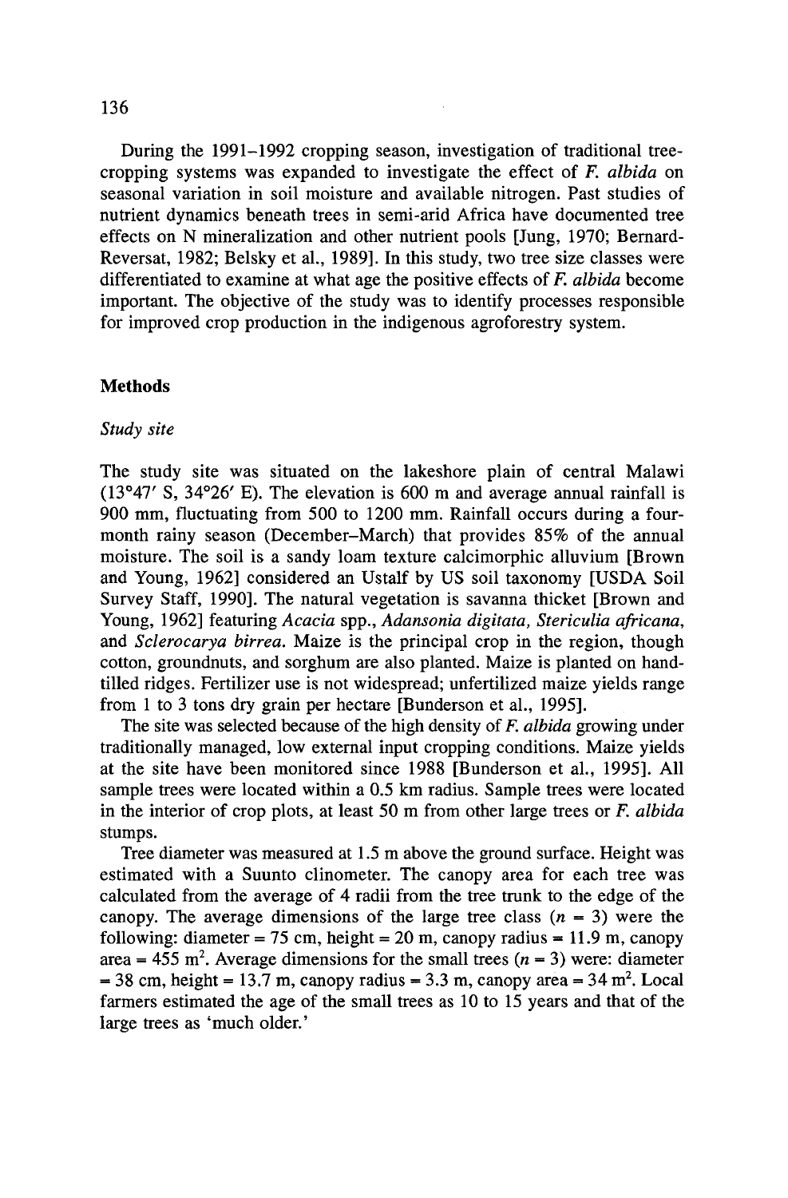During the 1991–1992 cropping season, investigation of traditional tree-cropping systems was expanded to investigate the effect of *F. albida* on seasonal variation in soil moisture and available nitrogen. Past studies of nutrient dynamics beneath trees in semi-arid Africa have documented tree effects on N mineralization and other nutrient pools [Jung, 1970; Bernard-Reversat, 1982; Belsky et al., 1989]. In this study, two tree size classes were differentiated to examine at what age the positive effects of *F. albida* become important. The objective of the study was to identify processes responsible for improved crop production in the indigenous agroforestry system.

## Methods

### *Study site*

The study site was situated on the lakeshore plain of central Malawi (13°47′ S, 34°26′ E). The elevation is 600 m and average annual rainfall is 900 mm, fluctuating from 500 to 1200 mm. Rainfall occurs during a four-month rainy season (December–March) that provides 85% of the annual moisture. The soil is a sandy loam texture calcimorphic alluvium [Brown and Young, 1962] considered an Ustalf by US soil taxonomy [USDA Soil Survey Staff, 1990]. The natural vegetation is savanna thicket [Brown and Young, 1962] featuring *Acacia* spp., *Adansonia digitata*, *Stericulia africana*, and *Sclerocarya birrea*. Maize is the principal crop in the region, though cotton, groundnuts, and sorghum are also planted. Maize is planted on hand-tilled ridges. Fertilizer use is not widespread; unfertilized maize yields range from 1 to 3 tons dry grain per hectare [Bunderson et al., 1995].

The site was selected because of the high density of *F. albida* growing under traditionally managed, low external input cropping conditions. Maize yields at the site have been monitored since 1988 [Bunderson et al., 1995]. All sample trees were located within a 0.5 km radius. Sample trees were located in the interior of crop plots, at least 50 m from other large trees or *F. albida* stumps.

Tree diameter was measured at 1.5 m above the ground surface. Height was estimated with a Suunto clinometer. The canopy area for each tree was calculated from the average of 4 radii from the tree trunk to the edge of the canopy. The average dimensions of the large tree class ($n$ = 3) were the following: diameter = 75 cm, height = 20 m, canopy radius = 11.9 m, canopy area = 455 $m^2$. Average dimensions for the small trees ($n$ = 3) were: diameter = 38 cm, height = 13.7 m, canopy radius = 3.3 m, canopy area = 34 $m^2$. Local farmers estimated the age of the small trees as 10 to 15 years and that of the large trees as 'much older.'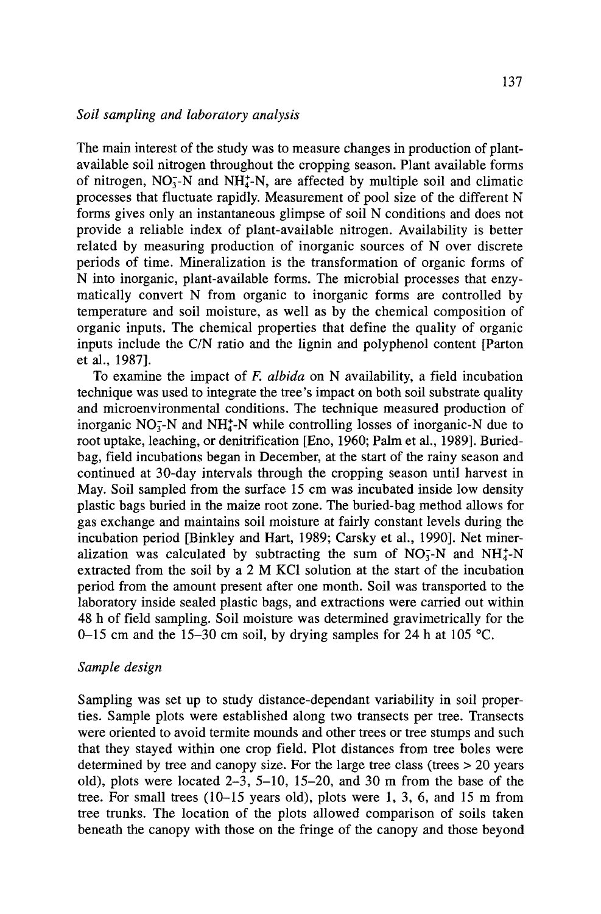### *Soil sampling and laboratory analysis*

The main interest of the study was to measure changes in production of plant-available soil nitrogen throughout the cropping season. Plant available forms of nitrogen, $NO_3^-$-N and $NH_4^+$-N, are affected by multiple soil and climatic processes that fluctuate rapidly. Measurement of pool size of the different N forms gives only an instantaneous glimpse of soil N conditions and does not provide a reliable index of plant-available nitrogen. Availability is better related by measuring production of inorganic sources of N over discrete periods of time. Mineralization is the transformation of organic forms of N into inorganic, plant-available forms. The microbial processes that enzymatically convert N from organic to inorganic forms are controlled by temperature and soil moisture, as well as by the chemical composition of organic inputs. The chemical properties that define the quality of organic inputs include the C/N ratio and the lignin and polyphenol content [Parton et al., 1987].

To examine the impact of *F. albida* on N availability, a field incubation technique was used to integrate the tree's impact on both soil substrate quality and microenvironmental conditions. The technique measured production of inorganic $NO_3^-$-N and $NH_4^+$-N while controlling losses of inorganic-N due to root uptake, leaching, or denitrification [Eno, 1960; Palm et al., 1989]. Buried-bag, field incubations began in December, at the start of the rainy season and continued at 30-day intervals through the cropping season until harvest in May. Soil sampled from the surface 15 cm was incubated inside low density plastic bags buried in the maize root zone. The buried-bag method allows for gas exchange and maintains soil moisture at fairly constant levels during the incubation period [Binkley and Hart, 1989; Carsky et al., 1990]. Net mineralization was calculated by subtracting the sum of $NO_3^-$-N and $NH_4^+$-N extracted from the soil by a 2 M KCl solution at the start of the incubation period from the amount present after one month. Soil was transported to the laboratory inside sealed plastic bags, and extractions were carried out within 48 h of field sampling. Soil moisture was determined gravimetrically for the 0–15 cm and the 15–30 cm soil, by drying samples for 24 h at 105 °C.

### *Sample design*

Sampling was set up to study distance-dependant variability in soil properties. Sample plots were established along two transects per tree. Transects were oriented to avoid termite mounds and other trees or tree stumps and such that they stayed within one crop field. Plot distances from tree boles were determined by tree and canopy size. For the large tree class (trees > 20 years old), plots were located 2–3, 5–10, 15–20, and 30 m from the base of the tree. For small trees (10–15 years old), plots were 1, 3, 6, and 15 m from tree trunks. The location of the plots allowed comparison of soils taken beneath the canopy with those on the fringe of the canopy and those beyond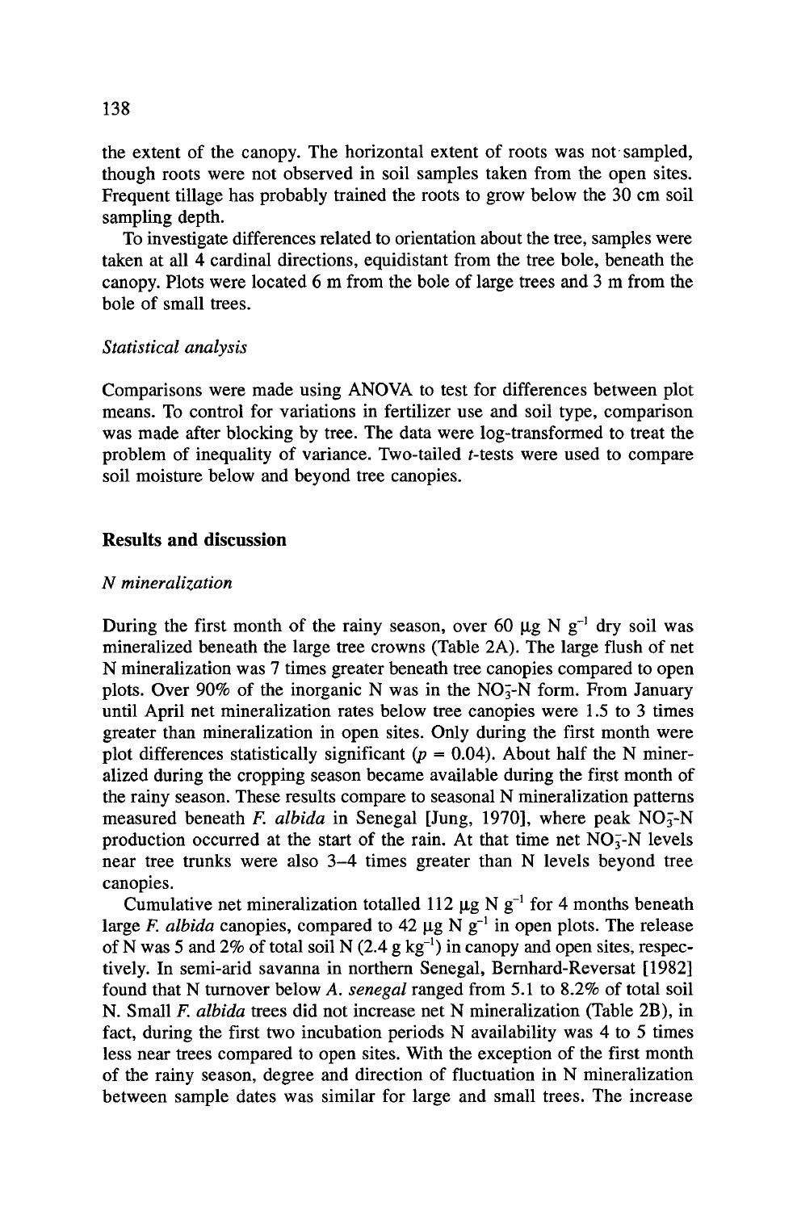the extent of the canopy. The horizontal extent of roots was not sampled, though roots were not observed in soil samples taken from the open sites. Frequent tillage has probably trained the roots to grow below the 30 cm soil sampling depth.

To investigate differences related to orientation about the tree, samples were taken at all 4 cardinal directions, equidistant from the tree bole, beneath the canopy. Plots were located 6 m from the bole of large trees and 3 m from the bole of small trees.

### *Statistical analysis*

Comparisons were made using ANOVA to test for differences between plot means. To control for variations in fertilizer use and soil type, comparison was made after blocking by tree. The data were log-transformed to treat the problem of inequality of variance. Two-tailed *t*-tests were used to compare soil moisture below and beyond tree canopies.

## Results and discussion

### *N mineralization*

During the first month of the rainy season, over 60 $\mu g$ N $g^{-1}$ dry soil was mineralized beneath the large tree crowns (Table 2A). The large flush of net N mineralization was 7 times greater beneath tree canopies compared to open plots. Over 90% of the inorganic N was in the $NO_3^-$-N form. From January until April net mineralization rates below tree canopies were 1.5 to 3 times greater than mineralization in open sites. Only during the first month were plot differences statistically significant ($p = 0.04$). About half the N mineralized during the cropping season became available during the first month of the rainy season. These results compare to seasonal N mineralization patterns measured beneath *F. albida* in Senegal [Jung, 1970], where peak $NO_3^-$-N production occurred at the start of the rain. At that time net $NO_3^-$-N levels near tree trunks were also 3–4 times greater than N levels beyond tree canopies.

Cumulative net mineralization totalled 112 $\mu g$ N $g^{-1}$ for 4 months beneath large *F. albida* canopies, compared to 42 $\mu g$ N $g^{-1}$ in open plots. The release of N was 5 and 2% of total soil N (2.4 g $kg^{-1}$) in canopy and open sites, respectively. In semi-arid savanna in northern Senegal, Bernhard-Reversat [1982] found that N turnover below *A. senegal* ranged from 5.1 to 8.2% of total soil N. Small *F. albida* trees did not increase net N mineralization (Table 2B), in fact, during the first two incubation periods N availability was 4 to 5 times less near trees compared to open sites. With the exception of the first month of the rainy season, degree and direction of fluctuation in N mineralization between sample dates was similar for large and small trees. The increase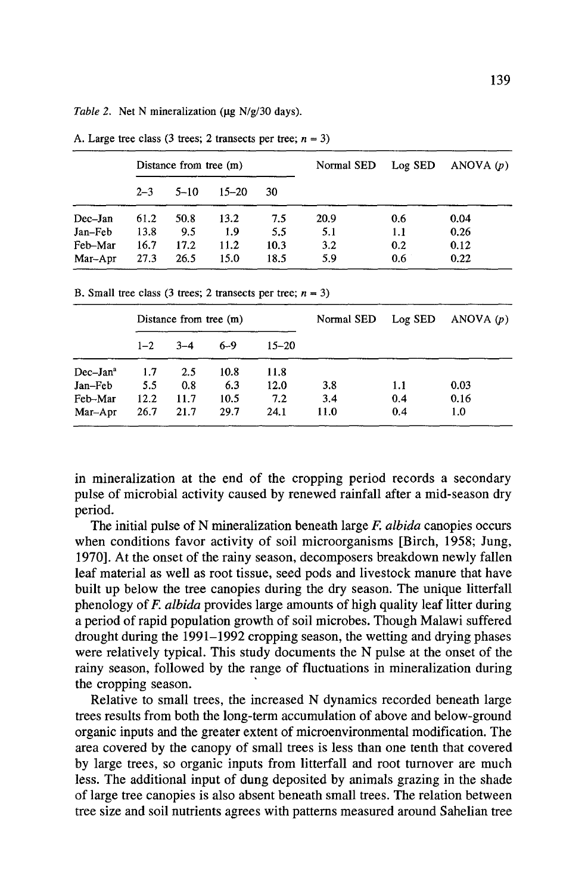*Table 2.* Net N mineralization (μg N/g/30 days).

A. Large tree class (3 trees; 2 transects per tree; $n = 3$)

| | Distance from tree (m) | | | | Normal SED | Log SED | ANOVA ($p$) |
|---|---|---|---|---|---|---|---|
| | 2–3 | 5–10 | 15–20 | 30 | | | |
| Dec–Jan | 61.2 | 50.8 | 13.2 | 7.5 | 20.9 | 0.6 | 0.04 |
| Jan–Feb | 13.8 | 9.5 | 1.9 | 5.5 | 5.1 | 1.1 | 0.26 |
| Feb–Mar | 16.7 | 17.2 | 11.2 | 10.3 | 3.2 | 0.2 | 0.12 |
| Mar–Apr | 27.3 | 26.5 | 15.0 | 18.5 | 5.9 | 0.6 | 0.22 |

B. Small tree class (3 trees; 2 transects per tree; $n = 3$)

| | Distance from tree (m) | | | | Normal SED | Log SED | ANOVA ($p$) |
|---|---|---|---|---|---|---|---|
| | 1–2 | 3–4 | 6–9 | 15–20 | | | |
| Dec–Jan[a] | 1.7 | 2.5 | 10.8 | 11.8 | | | |
| Jan–Feb | 5.5 | 0.8 | 6.3 | 12.0 | 3.8 | 1.1 | 0.03 |
| Feb–Mar | 12.2 | 11.7 | 10.5 | 7.2 | 3.4 | 0.4 | 0.16 |
| Mar–Apr | 26.7 | 21.7 | 29.7 | 24.1 | 11.0 | 0.4 | 1.0 |

in mineralization at the end of the cropping period records a secondary pulse of microbial activity caused by renewed rainfall after a mid-season dry period.

The initial pulse of N mineralization beneath large *F. albida* canopies occurs when conditions favor activity of soil microorganisms [Birch, 1958; Jung, 1970]. At the onset of the rainy season, decomposers breakdown newly fallen leaf material as well as root tissue, seed pods and livestock manure that have built up below the tree canopies during the dry season. The unique litterfall phenology of *F. albida* provides large amounts of high quality leaf litter during a period of rapid population growth of soil microbes. Though Malawi suffered drought during the 1991–1992 cropping season, the wetting and drying phases were relatively typical. This study documents the N pulse at the onset of the rainy season, followed by the range of fluctuations in mineralization during the cropping season.

Relative to small trees, the increased N dynamics recorded beneath large trees results from both the long-term accumulation of above and below-ground organic inputs and the greater extent of microenvironmental modification. The area covered by the canopy of small trees is less than one tenth that covered by large trees, so organic inputs from litterfall and root turnover are much less. The additional input of dung deposited by animals grazing in the shade of large tree canopies is also absent beneath small trees. The relation between tree size and soil nutrients agrees with patterns measured around Sahelian tree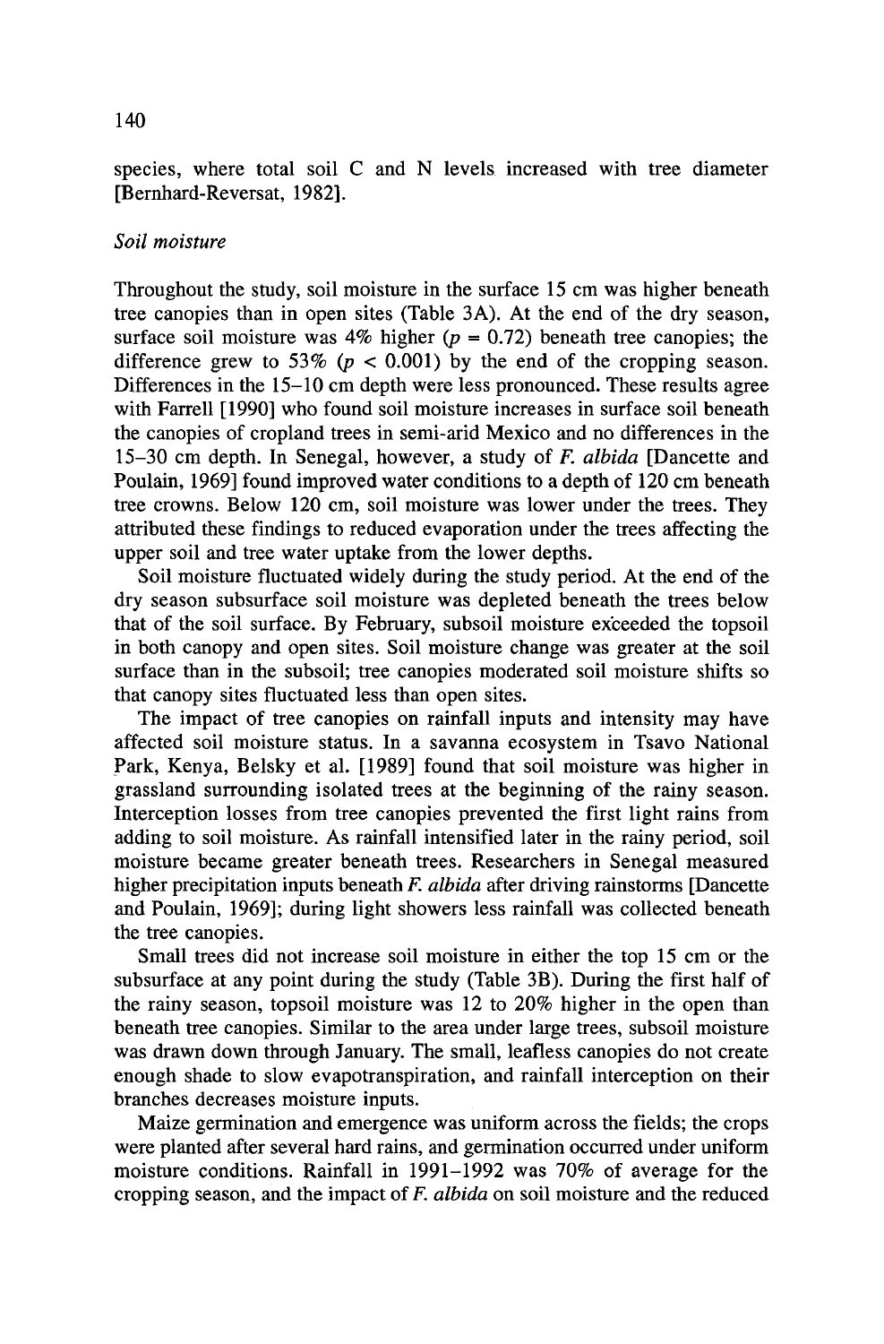species, where total soil C and N levels increased with tree diameter [Bernhard-Reversat, 1982].

### *Soil moisture*

Throughout the study, soil moisture in the surface 15 cm was higher beneath tree canopies than in open sites (Table 3A). At the end of the dry season, surface soil moisture was 4% higher ($p = 0.72$) beneath tree canopies; the difference grew to 53% ($p < 0.001$) by the end of the cropping season. Differences in the 15–10 cm depth were less pronounced. These results agree with Farrell [1990] who found soil moisture increases in surface soil beneath the canopies of cropland trees in semi-arid Mexico and no differences in the 15–30 cm depth. In Senegal, however, a study of *F. albida* [Dancette and Poulain, 1969] found improved water conditions to a depth of 120 cm beneath tree crowns. Below 120 cm, soil moisture was lower under the trees. They attributed these findings to reduced evaporation under the trees affecting the upper soil and tree water uptake from the lower depths.

Soil moisture fluctuated widely during the study period. At the end of the dry season subsurface soil moisture was depleted beneath the trees below that of the soil surface. By February, subsoil moisture exceeded the topsoil in both canopy and open sites. Soil moisture change was greater at the soil surface than in the subsoil; tree canopies moderated soil moisture shifts so that canopy sites fluctuated less than open sites.

The impact of tree canopies on rainfall inputs and intensity may have affected soil moisture status. In a savanna ecosystem in Tsavo National Park, Kenya, Belsky et al. [1989] found that soil moisture was higher in grassland surrounding isolated trees at the beginning of the rainy season. Interception losses from tree canopies prevented the first light rains from adding to soil moisture. As rainfall intensified later in the rainy period, soil moisture became greater beneath trees. Researchers in Senegal measured higher precipitation inputs beneath *F. albida* after driving rainstorms [Dancette and Poulain, 1969]; during light showers less rainfall was collected beneath the tree canopies.

Small trees did not increase soil moisture in either the top 15 cm or the subsurface at any point during the study (Table 3B). During the first half of the rainy season, topsoil moisture was 12 to 20% higher in the open than beneath tree canopies. Similar to the area under large trees, subsoil moisture was drawn down through January. The small, leafless canopies do not create enough shade to slow evapotranspiration, and rainfall interception on their branches decreases moisture inputs.

Maize germination and emergence was uniform across the fields; the crops were planted after several hard rains, and germination occurred under uniform moisture conditions. Rainfall in 1991–1992 was 70% of average for the cropping season, and the impact of *F. albida* on soil moisture and the reduced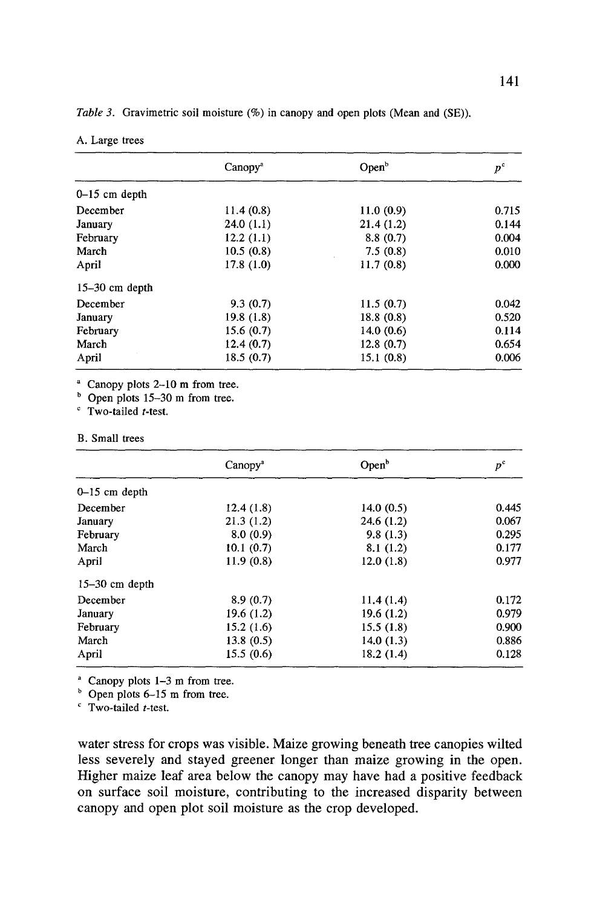*Table 3.* Gravimetric soil moisture (%) in canopy and open plots (Mean and (SE)).

A. Large trees

| | Canopy[a] | Open[b] | $p$[c] |
|---|---|---|---|
| 0–15 cm depth | | | |
| December | 11.4 (0.8) | 11.0 (0.9) | 0.715 |
| January | 24.0 (1.1) | 21.4 (1.2) | 0.144 |
| February | 12.2 (1.1) | 8.8 (0.7) | 0.004 |
| March | 10.5 (0.8) | 7.5 (0.8) | 0.010 |
| April | 17.8 (1.0) | 11.7 (0.8) | 0.000 |
| 15–30 cm depth | | | |
| December | 9.3 (0.7) | 11.5 (0.7) | 0.042 |
| January | 19.8 (1.8) | 18.8 (0.8) | 0.520 |
| February | 15.6 (0.7) | 14.0 (0.6) | 0.114 |
| March | 12.4 (0.7) | 12.8 (0.7) | 0.654 |
| April | 18.5 (0.7) | 15.1 (0.8) | 0.006 |

[a] Canopy plots 2–10 m from tree.
[b] Open plots 15–30 m from tree.
[c] Two-tailed $t$-test.

B. Small trees

| | Canopy[a] | Open[b] | $p$[c] |
|---|---|---|---|
| 0–15 cm depth | | | |
| December | 12.4 (1.8) | 14.0 (0.5) | 0.445 |
| January | 21.3 (1.2) | 24.6 (1.2) | 0.067 |
| February | 8.0 (0.9) | 9.8 (1.3) | 0.295 |
| March | 10.1 (0.7) | 8.1 (1.2) | 0.177 |
| April | 11.9 (0.8) | 12.0 (1.8) | 0.977 |
| 15–30 cm depth | | | |
| December | 8.9 (0.7) | 11.4 (1.4) | 0.172 |
| January | 19.6 (1.2) | 19.6 (1.2) | 0.979 |
| February | 15.2 (1.6) | 15.5 (1.8) | 0.900 |
| March | 13.8 (0.5) | 14.0 (1.3) | 0.886 |
| April | 15.5 (0.6) | 18.2 (1.4) | 0.128 |

[a] Canopy plots 1–3 m from tree.
[b] Open plots 6–15 m from tree.
[c] Two-tailed $t$-test.

water stress for crops was visible. Maize growing beneath tree canopies wilted less severely and stayed greener longer than maize growing in the open. Higher maize leaf area below the canopy may have had a positive feedback on surface soil moisture, contributing to the increased disparity between canopy and open plot soil moisture as the crop developed.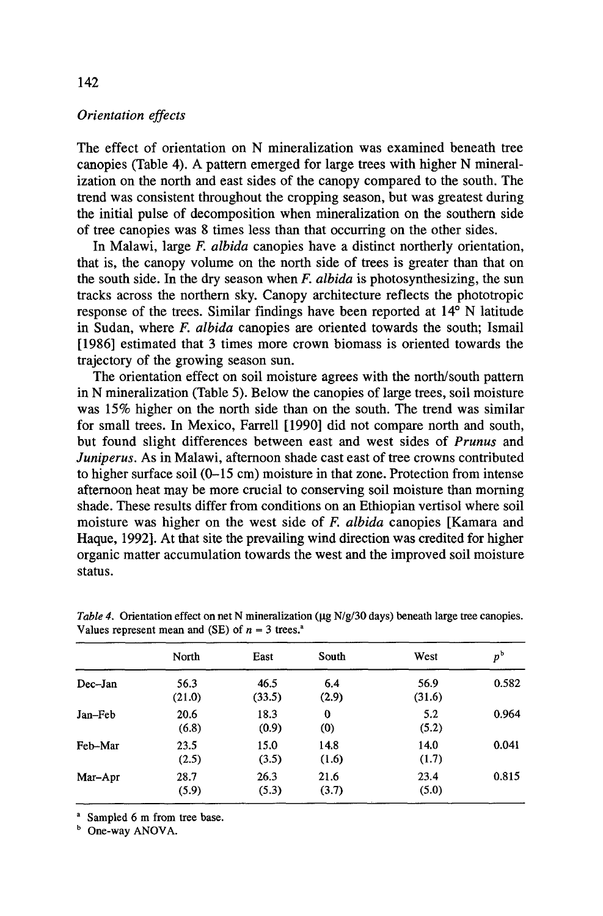### *Orientation effects*

The effect of orientation on N mineralization was examined beneath tree canopies (Table 4). A pattern emerged for large trees with higher N mineralization on the north and east sides of the canopy compared to the south. The trend was consistent throughout the cropping season, but was greatest during the initial pulse of decomposition when mineralization on the southern side of tree canopies was 8 times less than that occurring on the other sides.

In Malawi, large *F. albida* canopies have a distinct northerly orientation, that is, the canopy volume on the north side of trees is greater than that on the south side. In the dry season when *F. albida* is photosynthesizing, the sun tracks across the northern sky. Canopy architecture reflects the phototropic response of the trees. Similar findings have been reported at 14° N latitude in Sudan, where *F. albida* canopies are oriented towards the south; Ismail [1986] estimated that 3 times more crown biomass is oriented towards the trajectory of the growing season sun.

The orientation effect on soil moisture agrees with the north/south pattern in N mineralization (Table 5). Below the canopies of large trees, soil moisture was 15% higher on the north side than on the south. The trend was similar for small trees. In Mexico, Farrell [1990] did not compare north and south, but found slight differences between east and west sides of *Prunus* and *Juniperus*. As in Malawi, afternoon shade cast east of tree crowns contributed to higher surface soil (0–15 cm) moisture in that zone. Protection from intense afternoon heat may be more crucial to conserving soil moisture than morning shade. These results differ from conditions on an Ethiopian vertisol where soil moisture was higher on the west side of *F. albida* canopies [Kamara and Haque, 1992]. At that site the prevailing wind direction was credited for higher organic matter accumulation towards the west and the improved soil moisture status.

*Table 4*. Orientation effect on net N mineralization (μg N/g/30 days) beneath large tree canopies. Values represent mean and (SE) of $n = 3$ trees.[a]

| | North | East | South | West | $p$[b] |
|---|---|---|---|---|---|
| Dec–Jan | 56.3<br>(21.0) | 46.5<br>(33.5) | 6.4<br>(2.9) | 56.9<br>(31.6) | 0.582 |
| Jan–Feb | 20.6<br>(6.8) | 18.3<br>(0.9) | 0<br>(0) | 5.2<br>(5.2) | 0.964 |
| Feb–Mar | 23.5<br>(2.5) | 15.0<br>(3.5) | 14.8<br>(1.6) | 14.0<br>(1.7) | 0.041 |
| Mar–Apr | 28.7<br>(5.9) | 26.3<br>(5.3) | 21.6<br>(3.7) | 23.4<br>(5.0) | 0.815 |

[a] Sampled 6 m from tree base.

[b] One-way ANOVA.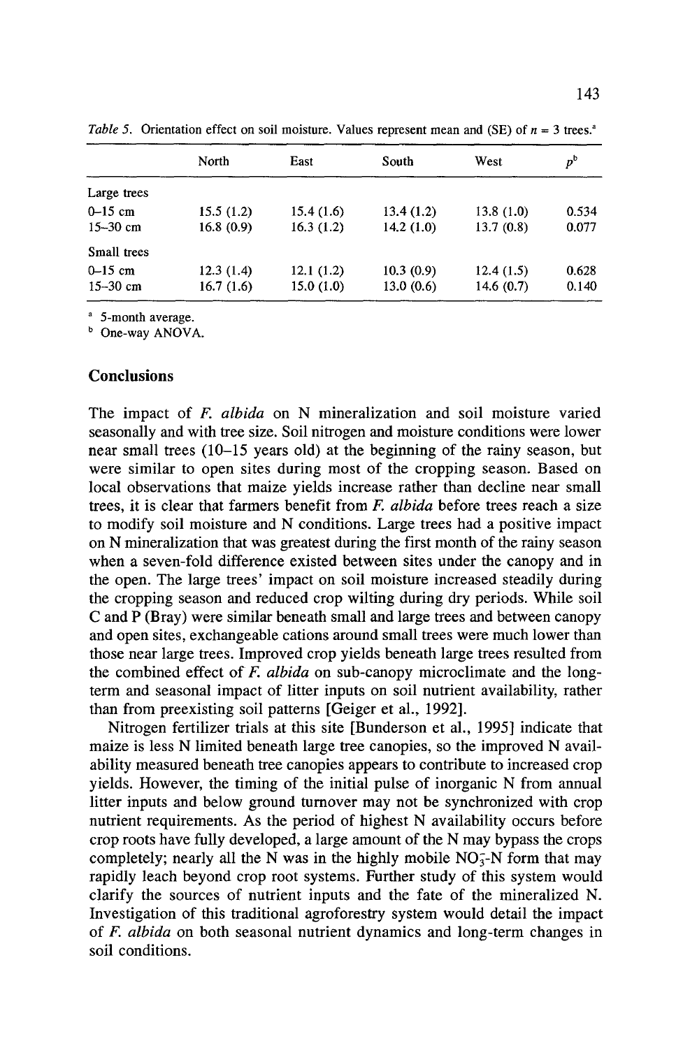*Table 5.* Orientation effect on soil moisture. Values represent mean and (SE) of $n = 3$ trees.[a]

| | North | East | South | West | $p$[b] |
|---|---|---|---|---|---|
| Large trees | | | | | |
| 0–15 cm | 15.5 (1.2) | 15.4 (1.6) | 13.4 (1.2) | 13.8 (1.0) | 0.534 |
| 15–30 cm | 16.8 (0.9) | 16.3 (1.2) | 14.2 (1.0) | 13.7 (0.8) | 0.077 |
| Small trees | | | | | |
| 0–15 cm | 12.3 (1.4) | 12.1 (1.2) | 10.3 (0.9) | 12.4 (1.5) | 0.628 |
| 15–30 cm | 16.7 (1.6) | 15.0 (1.0) | 13.0 (0.6) | 14.6 (0.7) | 0.140 |

[a] 5-month average.
[b] One-way ANOVA.

## Conclusions

The impact of *F. albida* on N mineralization and soil moisture varied seasonally and with tree size. Soil nitrogen and moisture conditions were lower near small trees (10–15 years old) at the beginning of the rainy season, but were similar to open sites during most of the cropping season. Based on local observations that maize yields increase rather than decline near small trees, it is clear that farmers benefit from *F. albida* before trees reach a size to modify soil moisture and N conditions. Large trees had a positive impact on N mineralization that was greatest during the first month of the rainy season when a seven-fold difference existed between sites under the canopy and in the open. The large trees' impact on soil moisture increased steadily during the cropping season and reduced crop wilting during dry periods. While soil C and P (Bray) were similar beneath small and large trees and between canopy and open sites, exchangeable cations around small trees were much lower than those near large trees. Improved crop yields beneath large trees resulted from the combined effect of *F. albida* on sub-canopy microclimate and the long-term and seasonal impact of litter inputs on soil nutrient availability, rather than from preexisting soil patterns [Geiger et al., 1992].

Nitrogen fertilizer trials at this site [Bunderson et al., 1995] indicate that maize is less N limited beneath large tree canopies, so the improved N availability measured beneath tree canopies appears to contribute to increased crop yields. However, the timing of the initial pulse of inorganic N from annual litter inputs and below ground turnover may not be synchronized with crop nutrient requirements. As the period of highest N availability occurs before crop roots have fully developed, a large amount of the N may bypass the crops completely; nearly all the N was in the highly mobile $NO_3^-$-N form that may rapidly leach beyond crop root systems. Further study of this system would clarify the sources of nutrient inputs and the fate of the mineralized N. Investigation of this traditional agroforestry system would detail the impact of *F. albida* on both seasonal nutrient dynamics and long-term changes in soil conditions.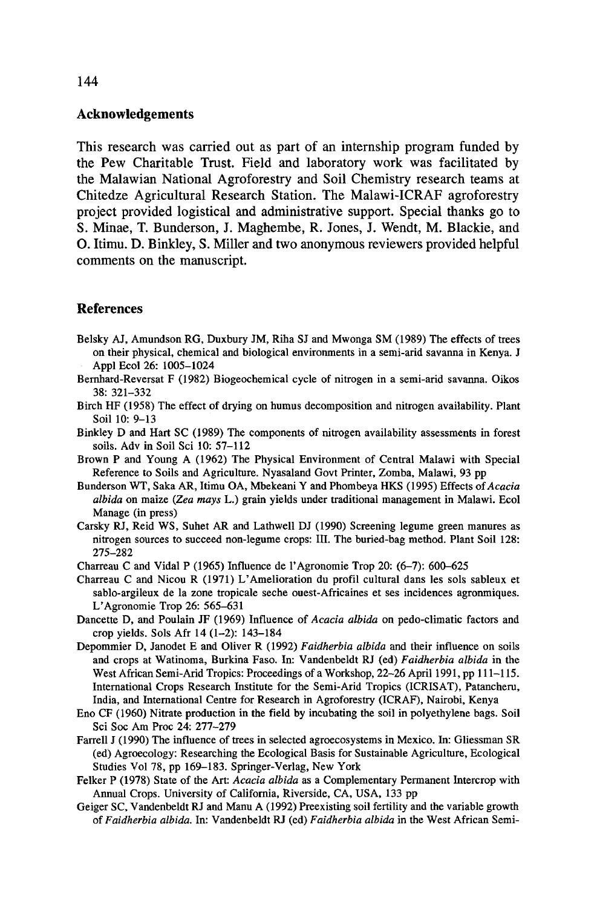## Acknowledgements

This research was carried out as part of an internship program funded by the Pew Charitable Trust. Field and laboratory work was facilitated by the Malawian National Agroforestry and Soil Chemistry research teams at Chitedze Agricultural Research Station. The Malawi-ICRAF agroforestry project provided logistical and administrative support. Special thanks go to S. Minae, T. Bunderson, J. Maghembe, R. Jones, J. Wendt, M. Blackie, and O. Itimu. D. Binkley, S. Miller and two anonymous reviewers provided helpful comments on the manuscript.

## References

Belsky AJ, Amundson RG, Duxbury JM, Riha SJ and Mwonga SM (1989) The effects of trees on their physical, chemical and biological environments in a semi-arid savanna in Kenya. J Appl Ecol 26: 1005–1024

Bernhard-Reversat F (1982) Biogeochemical cycle of nitrogen in a semi-arid savanna. Oikos 38: 321–332

Birch HF (1958) The effect of drying on humus decomposition and nitrogen availability. Plant Soil 10: 9–13

Binkley D and Hart SC (1989) The components of nitrogen availability assessments in forest soils. Adv in Soil Sci 10: 57–112

Brown P and Young A (1962) The Physical Environment of Central Malawi with Special Reference to Soils and Agriculture. Nyasaland Govt Printer, Zomba, Malawi, 93 pp

Bunderson WT, Saka AR, Itimu OA, Mbekeani Y and Phombeya HKS (1995) Effects of *Acacia albida* on maize (*Zea mays* L.) grain yields under traditional management in Malawi. Ecol Manage (in press)

Carsky RJ, Reid WS, Suhet AR and Lathwell DJ (1990) Screening legume green manures as nitrogen sources to succeed non-legume crops: III. The buried-bag method. Plant Soil 128: 275–282

Charreau C and Vidal P (1965) Influence de l'Agronomie Trop 20: (6–7): 600–625

Charreau C and Nicou R (1971) L'Amelioration du profil cultural dans les sols sableux et sablo-argileux de la zone tropicale seche ouest-Africaines et ses incidences agronmiques. L'Agronomie Trop 26: 565–631

Dancette D, and Poulain JF (1969) Influence of *Acacia albida* on pedo-climatic factors and crop yields. Sols Afr 14 (1–2): 143–184

Depommier D, Janodet E and Oliver R (1992) *Faidherbia albida* and their influence on soils and crops at Watinoma, Burkina Faso. In: Vandenbeldt RJ (ed) *Faidherbia albida* in the West African Semi-Arid Tropics: Proceedings of a Workshop, 22–26 April 1991, pp 111–115. International Crops Research Institute for the Semi-Arid Tropics (ICRISAT), Patancheru, India, and International Centre for Research in Agroforestry (ICRAF), Nairobi, Kenya

Eno CF (1960) Nitrate production in the field by incubating the soil in polyethylene bags. Soil Sci Soc Am Proc 24: 277–279

Farrell J (1990) The influence of trees in selected agroecosystems in Mexico. In: Gliessman SR (ed) Agroecology: Researching the Ecological Basis for Sustainable Agriculture, Ecological Studies Vol 78, pp 169–183. Springer-Verlag, New York

Felker P (1978) State of the Art: *Acacia albida* as a Complementary Permanent Intercrop with Annual Crops. University of California, Riverside, CA, USA, 133 pp

Geiger SC, Vandenbeldt RJ and Manu A (1992) Preexisting soil fertility and the variable growth of *Faidherbia albida*. In: Vandenbeldt RJ (ed) *Faidherbia albida* in the West African Semi-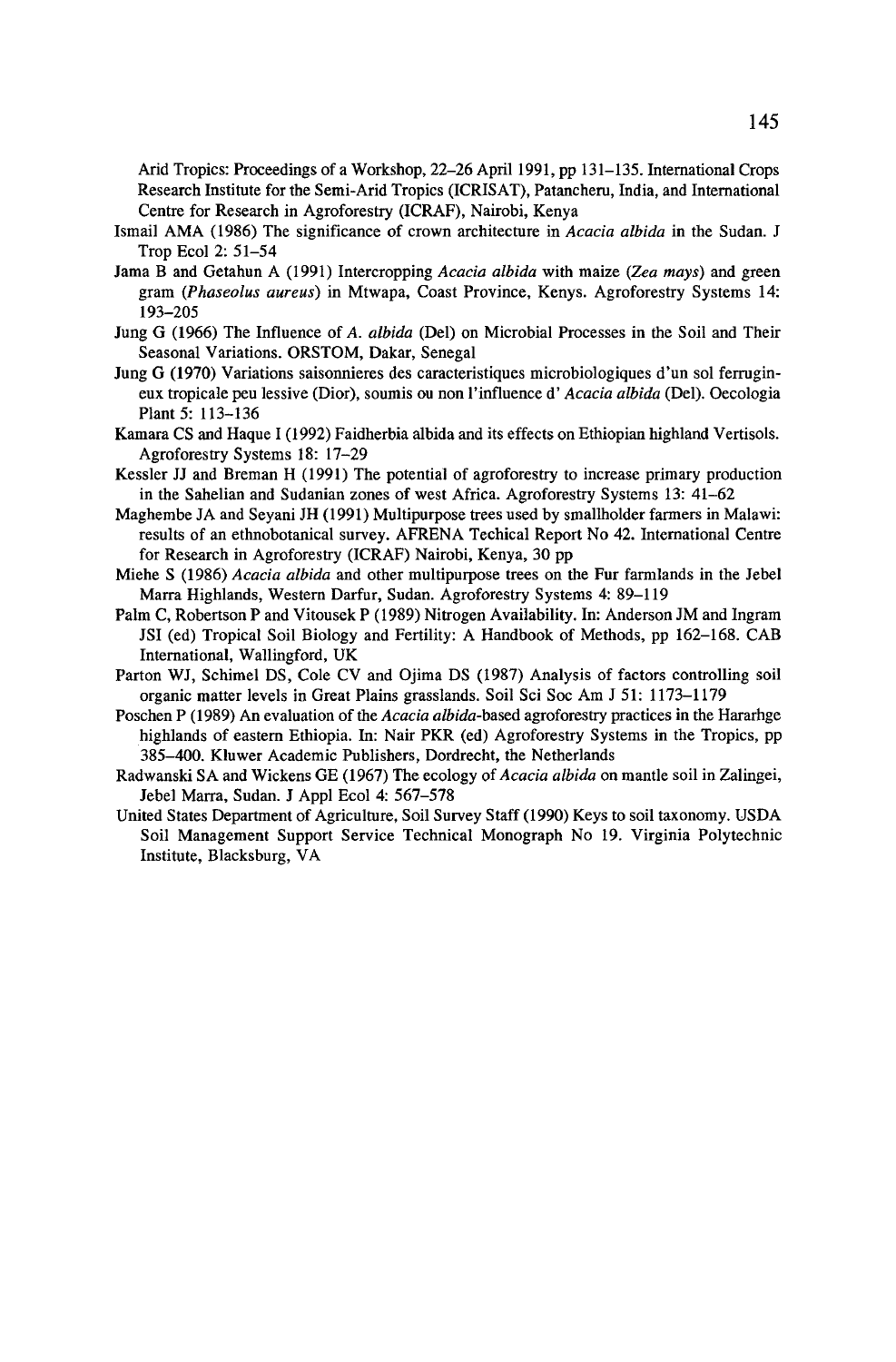Arid Tropics: Proceedings of a Workshop, 22–26 April 1991, pp 131–135. International Crops Research Institute for the Semi-Arid Tropics (ICRISAT), Patancheru, India, and International Centre for Research in Agroforestry (ICRAF), Nairobi, Kenya

Ismail AMA (1986) The significance of crown architecture in *Acacia albida* in the Sudan. J Trop Ecol 2: 51–54

Jama B and Getahun A (1991) Intercropping *Acacia albida* with maize (*Zea mays*) and green gram (*Phaseolus aureus*) in Mtwapa, Coast Province, Kenys. Agroforestry Systems 14: 193–205

Jung G (1966) The Influence of *A. albida* (Del) on Microbial Processes in the Soil and Their Seasonal Variations. ORSTOM, Dakar, Senegal

Jung G (1970) Variations saisonnieres des caracteristiques microbiologiques d'un sol ferrugineux tropicale peu lessive (Dior), soumis ou non l'influence d' *Acacia albida* (Del). Oecologia Plant 5: 113–136

Kamara CS and Haque I (1992) Faidherbia albida and its effects on Ethiopian highland Vertisols. Agroforestry Systems 18: 17–29

Kessler JJ and Breman H (1991) The potential of agroforestry to increase primary production in the Sahelian and Sudanian zones of west Africa. Agroforestry Systems 13: 41–62

Maghembe JA and Seyani JH (1991) Multipurpose trees used by smallholder farmers in Malawi: results of an ethnobotanical survey. AFRENA Techical Report No 42. International Centre for Research in Agroforestry (ICRAF) Nairobi, Kenya, 30 pp

Miehe S (1986) *Acacia albida* and other multipurpose trees on the Fur farmlands in the Jebel Marra Highlands, Western Darfur, Sudan. Agroforestry Systems 4: 89–119

Palm C, Robertson P and Vitousek P (1989) Nitrogen Availability. In: Anderson JM and Ingram JSI (ed) Tropical Soil Biology and Fertility: A Handbook of Methods, pp 162–168. CAB International, Wallingford, UK

Parton WJ, Schimel DS, Cole CV and Ojima DS (1987) Analysis of factors controlling soil organic matter levels in Great Plains grasslands. Soil Sci Soc Am J 51: 1173–1179

Poschen P (1989) An evaluation of the *Acacia albida*-based agroforestry practices in the Hararhge highlands of eastern Ethiopia. In: Nair PKR (ed) Agroforestry Systems in the Tropics, pp 385–400. Kluwer Academic Publishers, Dordrecht, the Netherlands

Radwanski SA and Wickens GE (1967) The ecology of *Acacia albida* on mantle soil in Zalingei, Jebel Marra, Sudan. J Appl Ecol 4: 567–578

United States Department of Agriculture, Soil Survey Staff (1990) Keys to soil taxonomy. USDA Soil Management Support Service Technical Monograph No 19. Virginia Polytechnic Institute, Blacksburg, VA